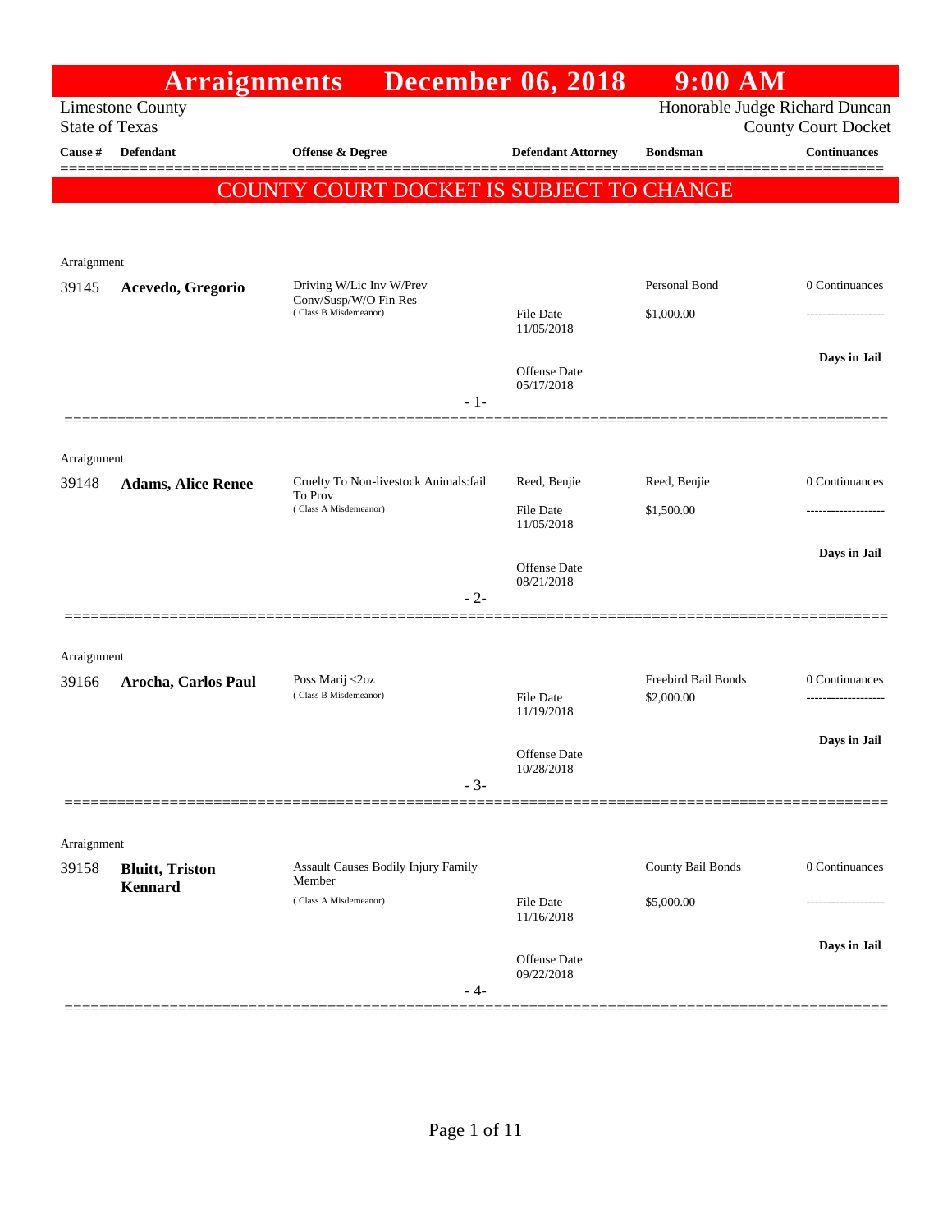# Arraignments December 06, 2018 9:00 AM

Limestone County
State of Texas

Honorable Judge Richard Duncan
County Court Docket

**COUNTY COURT DOCKET IS SUBJECT TO CHANGE**

| Cause # | Defendant | Offense & Degree | Defendant Attorney | Bondsman | Continuances |
|---|---|---|---|---|---|
| Arraignment | | | | | |
| 39145 | **Acevedo, Gregorio** | Driving W/Lic Inv W/Prev Conv/Susp/W/O Fin Res (Class B Misdemeanor) | File Date 11/05/2018<br>Offense Date 05/17/2018 | Personal Bond<br>$1,000.00 | 0 Continuances<br>-------------------<br>**Days in Jail** |
| | | | - 1- | | |
| Arraignment | | | | | |
| 39148 | **Adams, Alice Renee** | Cruelty To Non-livestock Animals:fail To Prov (Class A Misdemeanor) | Reed, Benjie<br>File Date 11/05/2018<br>Offense Date 08/21/2018 | Reed, Benjie<br>$1,500.00 | 0 Continuances<br>-------------------<br>**Days in Jail** |
| | | | - 2- | | |
| Arraignment | | | | | |
| 39166 | **Arocha, Carlos Paul** | Poss Marij <2oz (Class B Misdemeanor) | File Date 11/19/2018<br>Offense Date 10/28/2018 | Freebird Bail Bonds<br>$2,000.00 | 0 Continuances<br>-------------------<br>**Days in Jail** |
| | | | - 3- | | |
| Arraignment | | | | | |
| 39158 | **Bluitt, Triston Kennard** | Assault Causes Bodily Injury Family Member (Class A Misdemeanor) | File Date 11/16/2018<br>Offense Date 09/22/2018 | County Bail Bonds<br>$5,000.00 | 0 Continuances<br>-------------------<br>**Days in Jail** |
| | | | - 4- | | |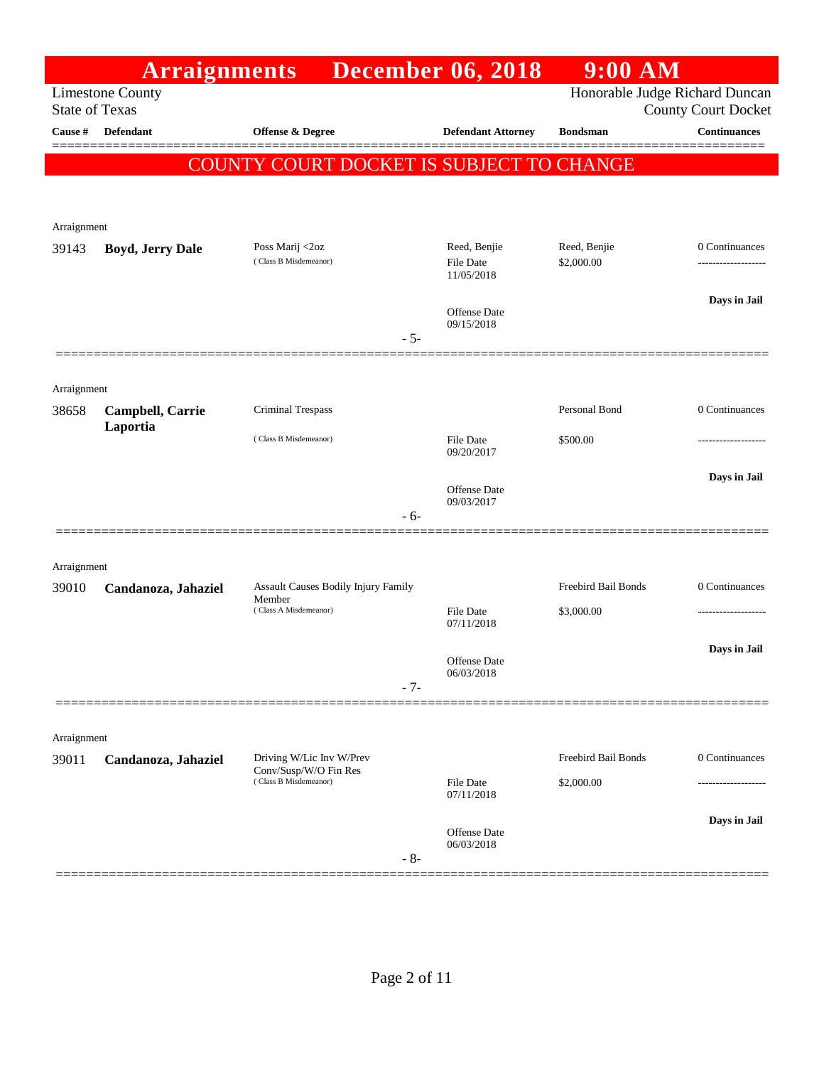# Arraignments December 06, 2018 9:00 AM

Limestone County
State of Texas

Honorable Judge Richard Duncan
County Court Docket

**COUNTY COURT DOCKET IS SUBJECT TO CHANGE**

| Cause # | Defendant | Offense & Degree | Defendant Attorney | Bondsman | Continuances |
|---|---|---|---|---|---|
| Arraignment | | | | | |
| 39143 | **Boyd, Jerry Dale** | Poss Marij <2oz (Class B Misdemeanor) | Reed, Benjie<br>File Date 11/05/2018<br>Offense Date 09/15/2018 | Reed, Benjie<br>$2,000.00 | 0 Continuances<br>-------------------<br>**Days in Jail** |
| | | | - 5- | | |
| Arraignment | | | | | |
| 38658 | **Campbell, Carrie Laportia** | Criminal Trespass (Class B Misdemeanor) | File Date 09/20/2017<br>Offense Date 09/03/2017 | Personal Bond<br>$500.00 | 0 Continuances<br>-------------------<br>**Days in Jail** |
| | | | - 6- | | |
| Arraignment | | | | | |
| 39010 | **Candanoza, Jahaziel** | Assault Causes Bodily Injury Family Member (Class A Misdemeanor) | File Date 07/11/2018<br>Offense Date 06/03/2018 | Freebird Bail Bonds<br>$3,000.00 | 0 Continuances<br>-------------------<br>**Days in Jail** |
| | | | - 7- | | |
| Arraignment | | | | | |
| 39011 | **Candanoza, Jahaziel** | Driving W/Lic Inv W/Prev Conv/Susp/W/O Fin Res (Class B Misdemeanor) | File Date 07/11/2018<br>Offense Date 06/03/2018 | Freebird Bail Bonds<br>$2,000.00 | 0 Continuances<br>-------------------<br>**Days in Jail** |
| | | | - 8- | | |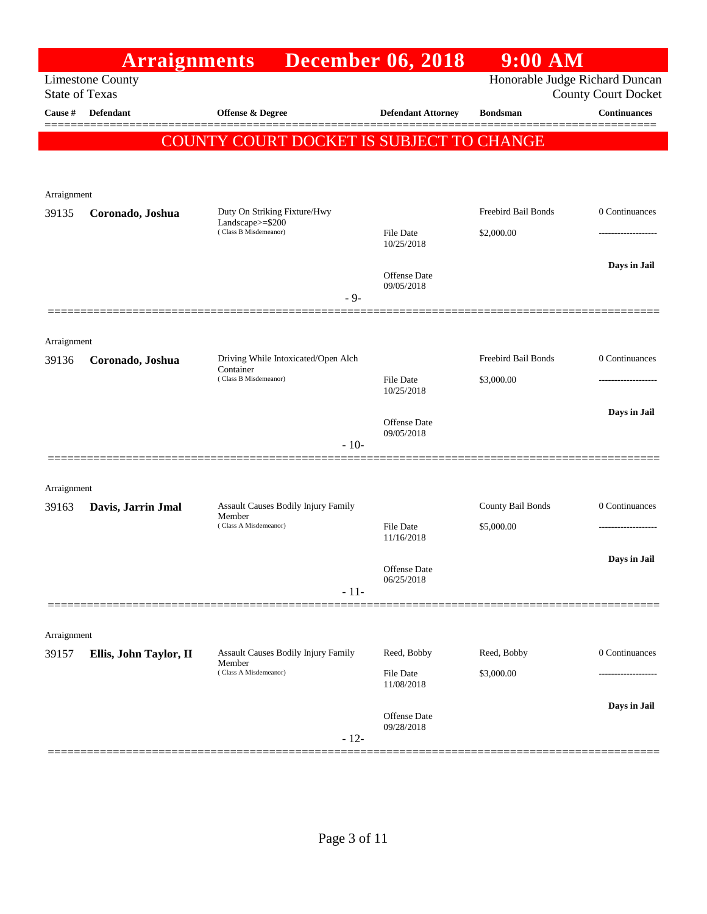# Arraignments December 06, 2018 9:00 AM

Limestone County
State of Texas

Honorable Judge Richard Duncan
County Court Docket

**COUNTY COURT DOCKET IS SUBJECT TO CHANGE**

| Cause # | Defendant | Offense & Degree | Defendant Attorney | Bondsman | Continuances |
|---|---|---|---|---|---|
| Arraignment | | | | | |
| 39135 | **Coronado, Joshua** | Duty On Striking Fixture/Hwy Landscape>=$200 (Class B Misdemeanor) | File Date 10/25/2018; Offense Date 09/05/2018 | Freebird Bail Bonds; $2,000.00 | 0 Continuances; ------------------; **Days in Jail** |
| | | - 9- | | | |
| Arraignment | | | | | |
| 39136 | **Coronado, Joshua** | Driving While Intoxicated/Open Alch Container (Class B Misdemeanor) | File Date 10/25/2018; Offense Date 09/05/2018 | Freebird Bail Bonds; $3,000.00 | 0 Continuances; ------------------; **Days in Jail** |
| | | - 10- | | | |
| Arraignment | | | | | |
| 39163 | **Davis, Jarrin Jmal** | Assault Causes Bodily Injury Family Member (Class A Misdemeanor) | File Date 11/16/2018; Offense Date 06/25/2018 | County Bail Bonds; $5,000.00 | 0 Continuances; ------------------; **Days in Jail** |
| | | - 11- | | | |
| Arraignment | | | | | |
| 39157 | **Ellis, John Taylor, II** | Assault Causes Bodily Injury Family Member (Class A Misdemeanor) | Reed, Bobby; File Date 11/08/2018; Offense Date 09/28/2018 | Reed, Bobby; $3,000.00 | 0 Continuances; ------------------; **Days in Jail** |
| | | - 12- | | | |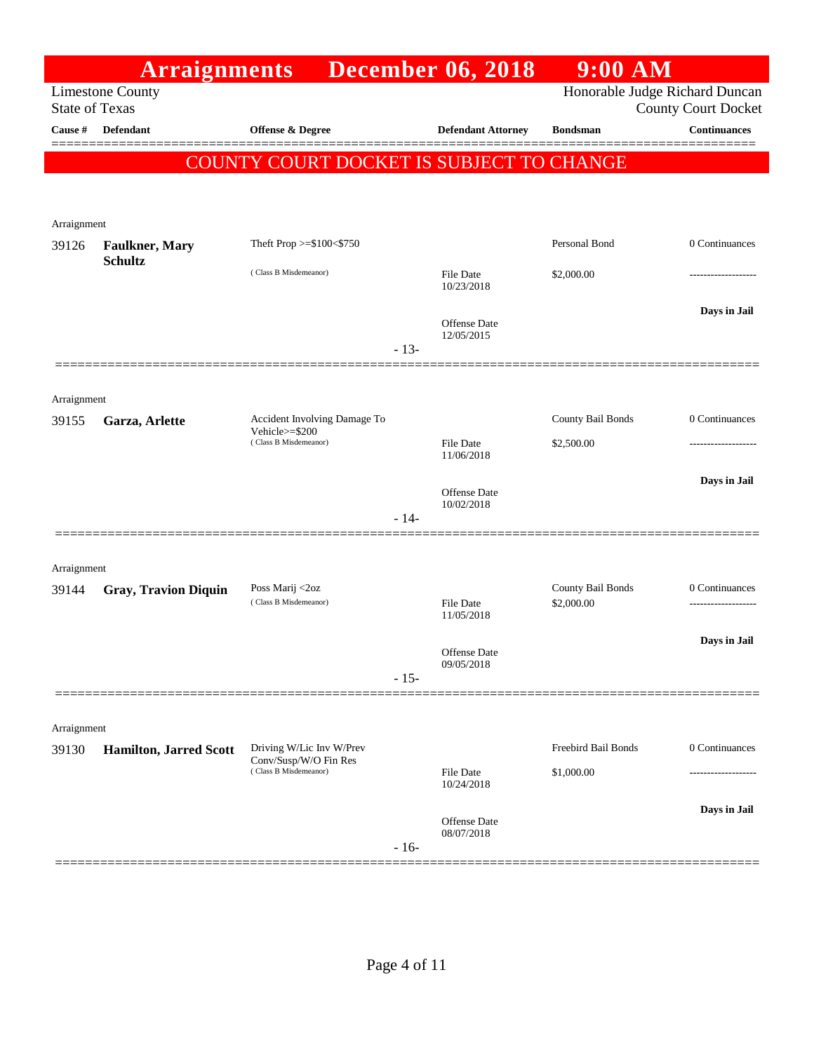# Arraignments December 06, 2018 9:00 AM

Limestone County
State of Texas

Honorable Judge Richard Duncan
County Court Docket

**COUNTY COURT DOCKET IS SUBJECT TO CHANGE**

| Cause # | Defendant | Offense & Degree | Defendant Attorney | Bondsman | Continuances |
|---|---|---|---|---|---|
| Arraignment | | | | | |
| 39126 | **Faulkner, Mary Schultz** | Theft Prop >=$100<$750 (Class B Misdemeanor) | File Date 10/23/2018<br>Offense Date 12/05/2015 | Personal Bond<br>$2,000.00 | 0 Continuances<br>Days in Jail |
| | | | - 13- | | |
| Arraignment | | | | | |
| 39155 | **Garza, Arlette** | Accident Involving Damage To Vehicle>=$200 (Class B Misdemeanor) | File Date 11/06/2018<br>Offense Date 10/02/2018 | County Bail Bonds<br>$2,500.00 | 0 Continuances<br>Days in Jail |
| | | | - 14- | | |
| Arraignment | | | | | |
| 39144 | **Gray, Travion Diquin** | Poss Marij <2oz (Class B Misdemeanor) | File Date 11/05/2018<br>Offense Date 09/05/2018 | County Bail Bonds<br>$2,000.00 | 0 Continuances<br>Days in Jail |
| | | | - 15- | | |
| Arraignment | | | | | |
| 39130 | **Hamilton, Jarred Scott** | Driving W/Lic Inv W/Prev Conv/Susp/W/O Fin Res (Class B Misdemeanor) | File Date 10/24/2018<br>Offense Date 08/07/2018 | Freebird Bail Bonds<br>$1,000.00 | 0 Continuances<br>Days in Jail |
| | | | - 16- | | |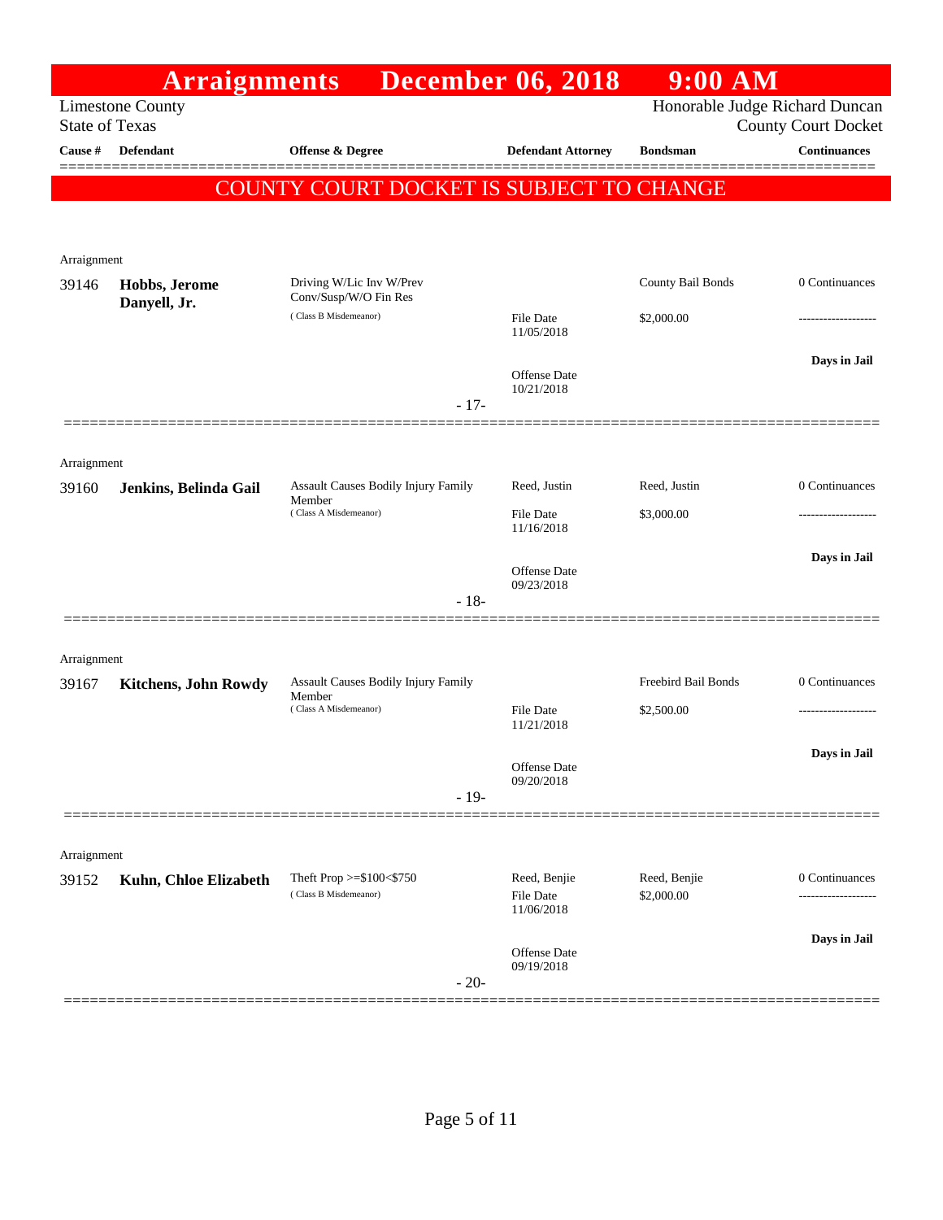# Arraignments December 06, 2018 9:00 AM

Limestone County
State of Texas

Honorable Judge Richard Duncan
County Court Docket

**COUNTY COURT DOCKET IS SUBJECT TO CHANGE**

| Cause # | Defendant | Offense & Degree | Defendant Attorney | Bondsman | Continuances |
|---|---|---|---|---|---|
| Arraignment | | | | | |
| 39146 | **Hobbs, Jerome Danyell, Jr.** | Driving W/Lic Inv W/Prev Conv/Susp/W/O Fin Res (Class B Misdemeanor) | File Date 11/05/2018<br>Offense Date 10/21/2018 | County Bail Bonds<br>$2,000.00 | 0 Continuances<br>-------------------<br>**Days in Jail** |
| | | - 17- | | | |
| Arraignment | | | | | |
| 39160 | **Jenkins, Belinda Gail** | Assault Causes Bodily Injury Family Member (Class A Misdemeanor) | Reed, Justin<br>File Date 11/16/2018<br>Offense Date 09/23/2018 | Reed, Justin<br>$3,000.00 | 0 Continuances<br>-------------------<br>**Days in Jail** |
| | | - 18- | | | |
| Arraignment | | | | | |
| 39167 | **Kitchens, John Rowdy** | Assault Causes Bodily Injury Family Member (Class A Misdemeanor) | File Date 11/21/2018<br>Offense Date 09/20/2018 | Freebird Bail Bonds<br>$2,500.00 | 0 Continuances<br>-------------------<br>**Days in Jail** |
| | | - 19- | | | |
| Arraignment | | | | | |
| 39152 | **Kuhn, Chloe Elizabeth** | Theft Prop >=$100<$750 (Class B Misdemeanor) | Reed, Benjie<br>File Date 11/06/2018<br>Offense Date 09/19/2018 | Reed, Benjie<br>$2,000.00 | 0 Continuances<br>-------------------<br>**Days in Jail** |
| | | - 20- | | | |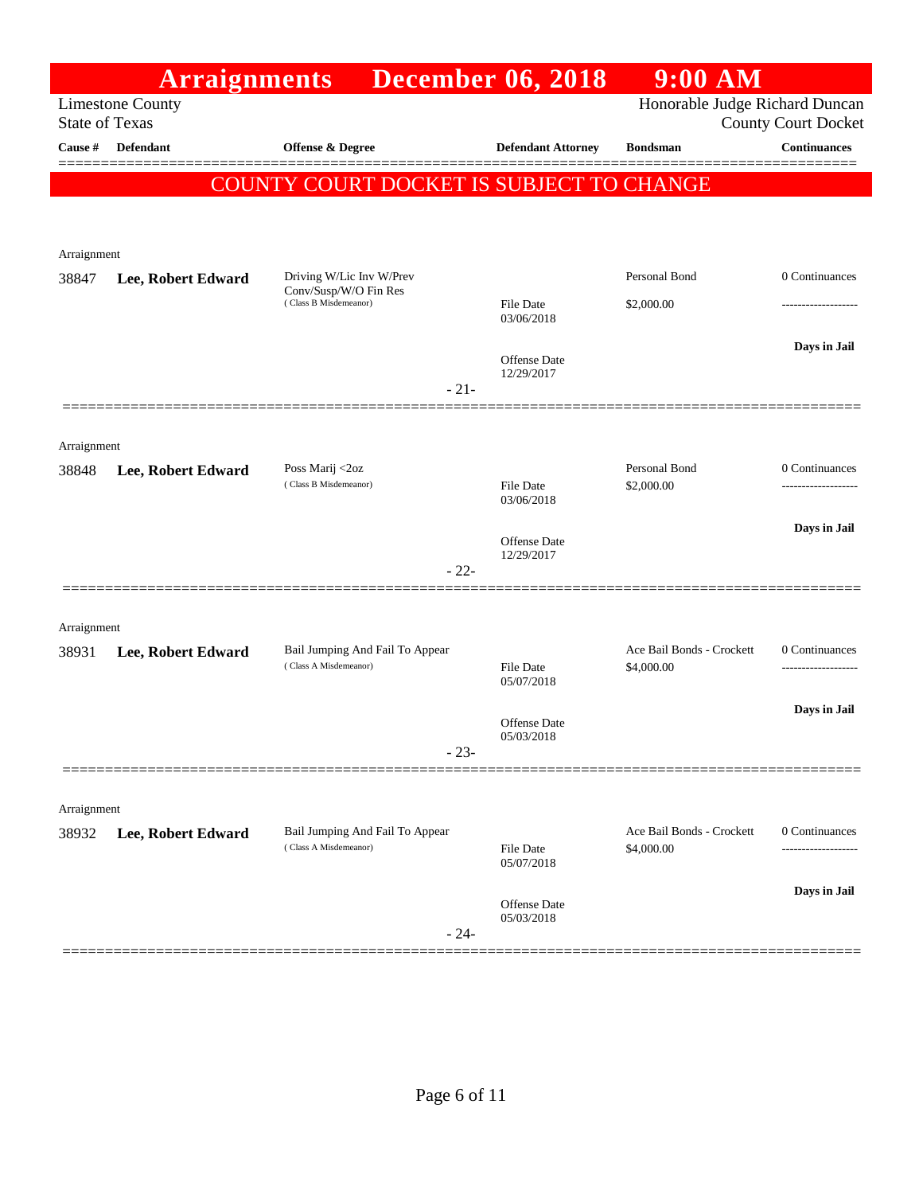# Arraignments December 06, 2018 9:00 AM

Limestone County
State of Texas

Honorable Judge Richard Duncan
County Court Docket

**COUNTY COURT DOCKET IS SUBJECT TO CHANGE**

| Cause # | Defendant | Offense & Degree | Defendant Attorney | Bondsman | Continuances |
|---|---|---|---|---|---|
| Arraignment | | | | | |
| 38847 | **Lee, Robert Edward** | Driving W/Lic Inv W/Prev Conv/Susp/W/O Fin Res (Class B Misdemeanor) | File Date 03/06/2018<br>Offense Date 12/29/2017 | Personal Bond<br>$2,000.00 | 0 Continuances<br>**Days in Jail** |
| | | | - 21- | | |
| Arraignment | | | | | |
| 38848 | **Lee, Robert Edward** | Poss Marij <2oz (Class B Misdemeanor) | File Date 03/06/2018<br>Offense Date 12/29/2017 | Personal Bond<br>$2,000.00 | 0 Continuances<br>**Days in Jail** |
| | | | - 22- | | |
| Arraignment | | | | | |
| 38931 | **Lee, Robert Edward** | Bail Jumping And Fail To Appear (Class A Misdemeanor) | File Date 05/07/2018<br>Offense Date 05/03/2018 | Ace Bail Bonds - Crockett<br>$4,000.00 | 0 Continuances<br>**Days in Jail** |
| | | | - 23- | | |
| Arraignment | | | | | |
| 38932 | **Lee, Robert Edward** | Bail Jumping And Fail To Appear (Class A Misdemeanor) | File Date 05/07/2018<br>Offense Date 05/03/2018 | Ace Bail Bonds - Crockett<br>$4,000.00 | 0 Continuances<br>**Days in Jail** |
| | | | - 24- | | |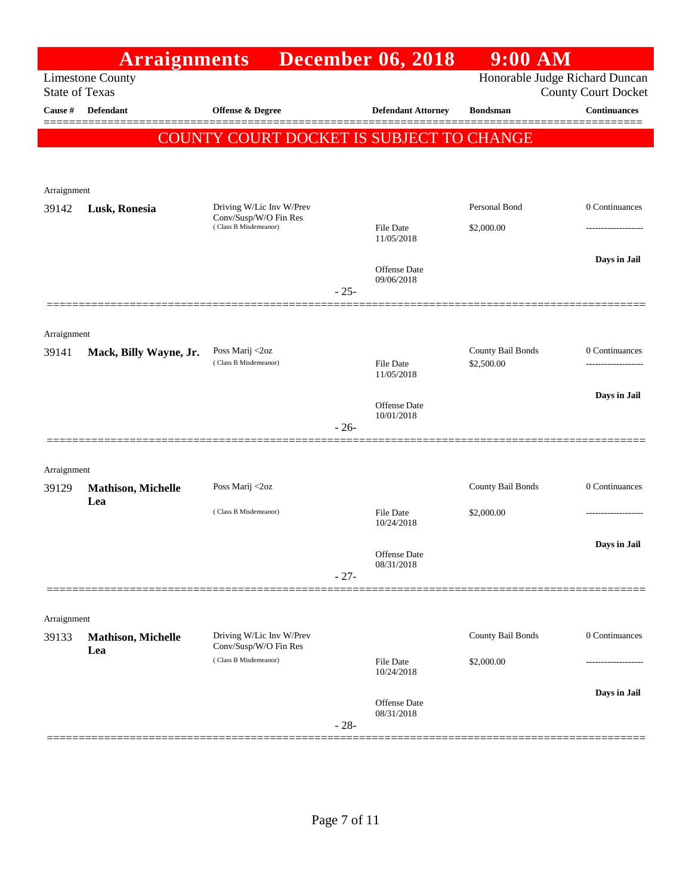# Arraignments December 06, 2018 9:00 AM

Limestone County
State of Texas

Honorable Judge Richard Duncan
County Court Docket

| Cause # | Defendant | Offense & Degree | Defendant Attorney | Bondsman | Continuances |
|---|---|---|---|---|---|

**COUNTY COURT DOCKET IS SUBJECT TO CHANGE**

---

Arraignment

| Cause # | Defendant | Offense & Degree | Defendant Attorney | Bondsman | Continuances |
|---|---|---|---|---|---|
| 39142 | **Lusk, Ronesia** | Driving W/Lic Inv W/Prev Conv/Susp/W/O Fin Res (Class B Misdemeanor) | File Date 11/05/2018<br>Offense Date 09/06/2018 | Personal Bond<br>$2,000.00 | 0 Continuances<br>-------------------<br>**Days in Jail** |

- 25-

---

Arraignment

| Cause # | Defendant | Offense & Degree | Defendant Attorney | Bondsman | Continuances |
|---|---|---|---|---|---|
| 39141 | **Mack, Billy Wayne, Jr.** | Poss Marij <2oz (Class B Misdemeanor) | File Date 11/05/2018<br>Offense Date 10/01/2018 | County Bail Bonds<br>$2,500.00 | 0 Continuances<br>-------------------<br>**Days in Jail** |

- 26-

---

Arraignment

| Cause # | Defendant | Offense & Degree | Defendant Attorney | Bondsman | Continuances |
|---|---|---|---|---|---|
| 39129 | **Mathison, Michelle Lea** | Poss Marij <2oz (Class B Misdemeanor) | File Date 10/24/2018<br>Offense Date 08/31/2018 | County Bail Bonds<br>$2,000.00 | 0 Continuances<br>-------------------<br>**Days in Jail** |

- 27-

---

Arraignment

| Cause # | Defendant | Offense & Degree | Defendant Attorney | Bondsman | Continuances |
|---|---|---|---|---|---|
| 39133 | **Mathison, Michelle Lea** | Driving W/Lic Inv W/Prev Conv/Susp/W/O Fin Res (Class B Misdemeanor) | File Date 10/24/2018<br>Offense Date 08/31/2018 | County Bail Bonds<br>$2,000.00 | 0 Continuances<br>-------------------<br>**Days in Jail** |

- 28-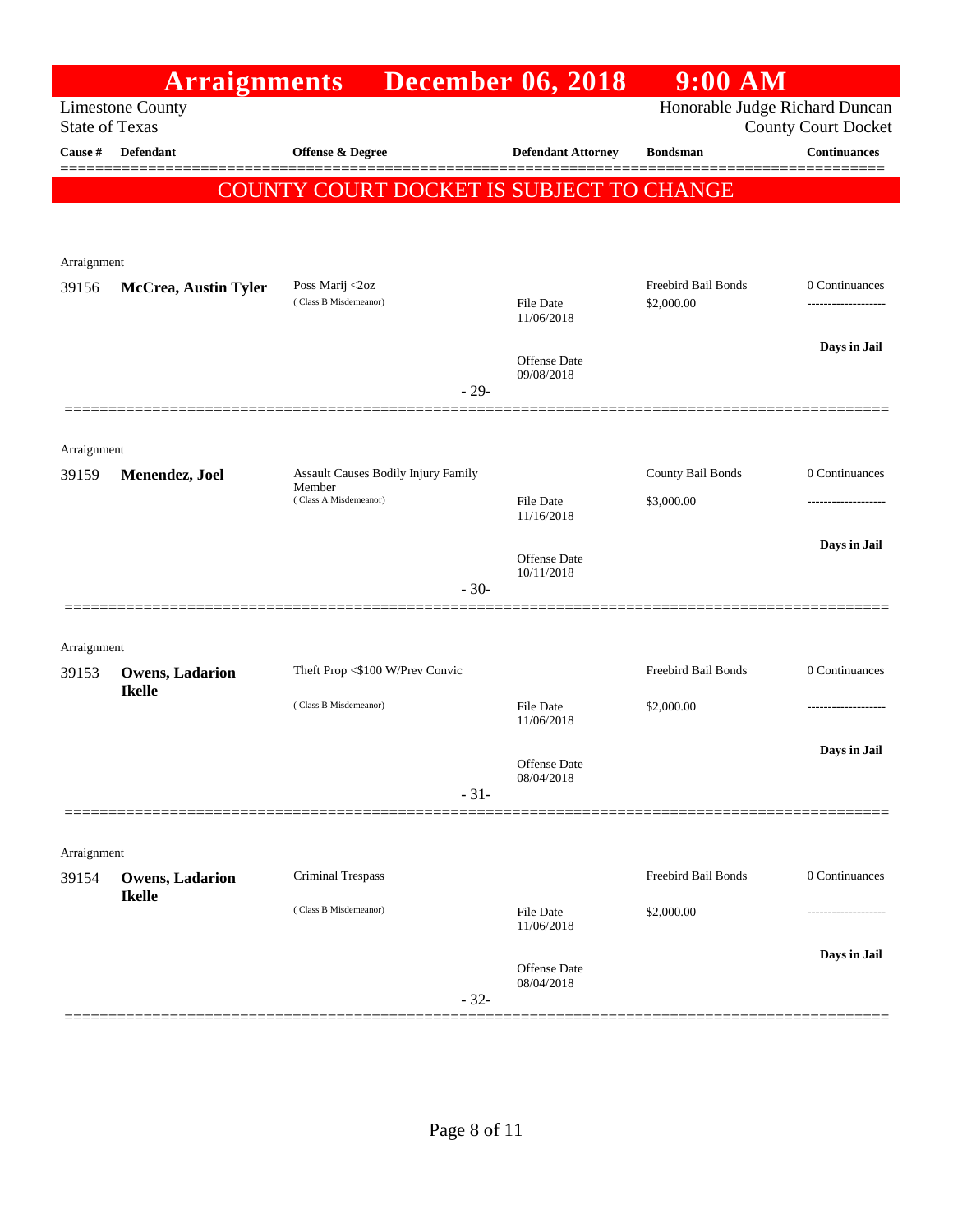# Arraignments December 06, 2018 9:00 AM

Limestone County
State of Texas

Honorable Judge Richard Duncan
County Court Docket

| Cause # | Defendant | Offense & Degree | Defendant Attorney | Bondsman | Continuances |
|---|---|---|---|---|---|

**COUNTY COURT DOCKET IS SUBJECT TO CHANGE**

Arraignment

| Cause # | Defendant | Offense & Degree | Defendant Attorney | Bondsman | Continuances |
|---|---|---|---|---|---|
| 39156 | **McCrea, Austin Tyler** | Poss Marij <2oz (Class B Misdemeanor) | File Date 11/06/2018; Offense Date 09/08/2018 | Freebird Bail Bonds $2,000.00 | 0 Continuances; Days in Jail |

- 29-

Arraignment

| Cause # | Defendant | Offense & Degree | Defendant Attorney | Bondsman | Continuances |
|---|---|---|---|---|---|
| 39159 | **Menendez, Joel** | Assault Causes Bodily Injury Family Member (Class A Misdemeanor) | File Date 11/16/2018; Offense Date 10/11/2018 | County Bail Bonds $3,000.00 | 0 Continuances; Days in Jail |

- 30-

Arraignment

| Cause # | Defendant | Offense & Degree | Defendant Attorney | Bondsman | Continuances |
|---|---|---|---|---|---|
| 39153 | **Owens, Ladarion Ikelle** | Theft Prop <$100 W/Prev Convic (Class B Misdemeanor) | File Date 11/06/2018; Offense Date 08/04/2018 | Freebird Bail Bonds $2,000.00 | 0 Continuances; Days in Jail |

- 31-

Arraignment

| Cause # | Defendant | Offense & Degree | Defendant Attorney | Bondsman | Continuances |
|---|---|---|---|---|---|
| 39154 | **Owens, Ladarion Ikelle** | Criminal Trespass (Class B Misdemeanor) | File Date 11/06/2018; Offense Date 08/04/2018 | Freebird Bail Bonds $2,000.00 | 0 Continuances; Days in Jail |

- 32-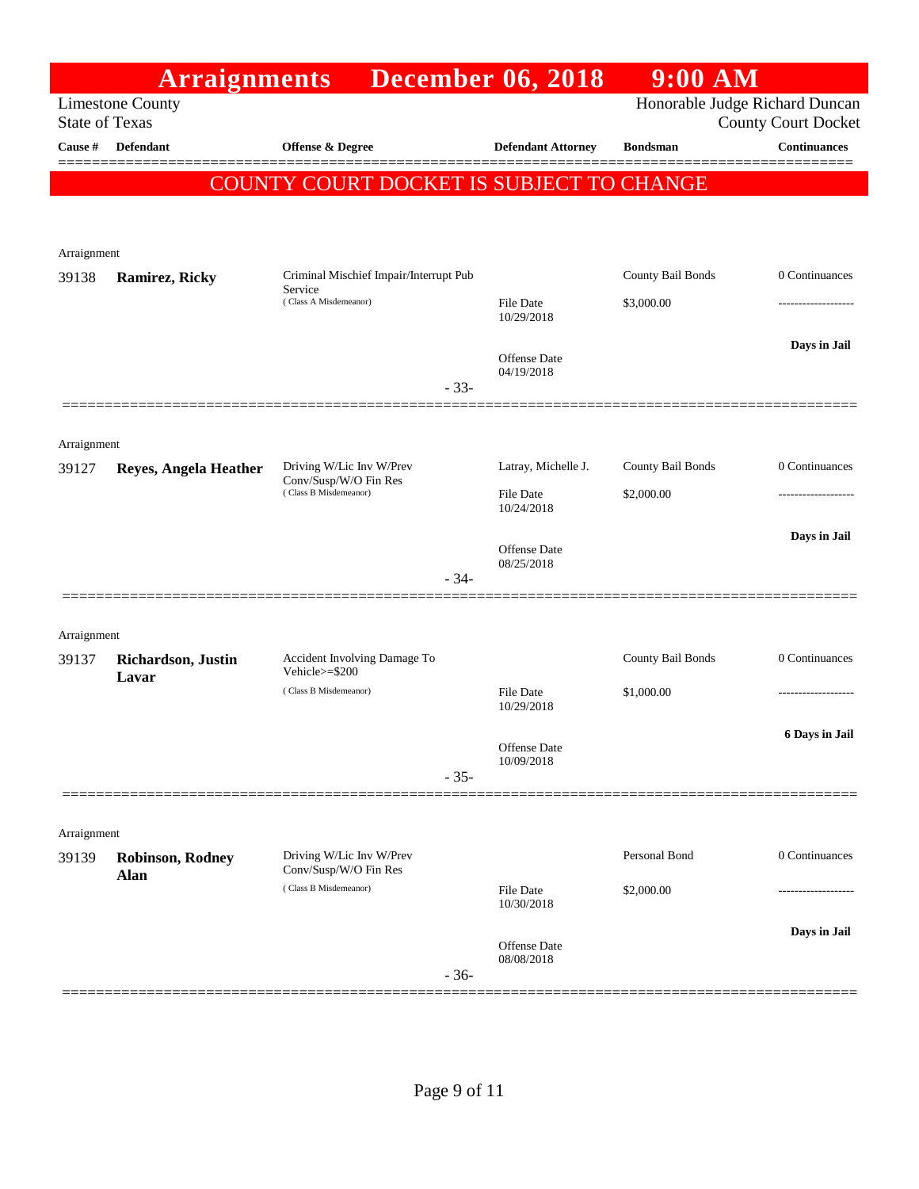# Arraignments December 06, 2018 9:00 AM

Limestone County
State of Texas

Honorable Judge Richard Duncan
County Court Docket

**COUNTY COURT DOCKET IS SUBJECT TO CHANGE**

| Cause # | Defendant | Offense & Degree | Defendant Attorney | Bondsman | Continuances |
|---|---|---|---|---|---|
| Arraignment | | | | | |
| 39138 | **Ramirez, Ricky** | Criminal Mischief Impair/Interrupt Pub Service (Class A Misdemeanor) | File Date 10/29/2018 | County Bail Bonds $3,000.00 | 0 Continuances |
| | | | Offense Date 04/19/2018 | | **Days in Jail** |
| | | - 33- | | | |
| Arraignment | | | | | |
| 39127 | **Reyes, Angela Heather** | Driving W/Lic Inv W/Prev Conv/Susp/W/O Fin Res (Class B Misdemeanor) | Latray, Michelle J. File Date 10/24/2018 | County Bail Bonds $2,000.00 | 0 Continuances |
| | | | Offense Date 08/25/2018 | | **Days in Jail** |
| | | - 34- | | | |
| Arraignment | | | | | |
| 39137 | **Richardson, Justin Lavar** | Accident Involving Damage To Vehicle>=$200 (Class B Misdemeanor) | File Date 10/29/2018 | County Bail Bonds $1,000.00 | 0 Continuances |
| | | | Offense Date 10/09/2018 | | **6 Days in Jail** |
| | | - 35- | | | |
| Arraignment | | | | | |
| 39139 | **Robinson, Rodney Alan** | Driving W/Lic Inv W/Prev Conv/Susp/W/O Fin Res (Class B Misdemeanor) | File Date 10/30/2018 | Personal Bond $2,000.00 | 0 Continuances |
| | | | Offense Date 08/08/2018 | | **Days in Jail** |
| | | - 36- | | | |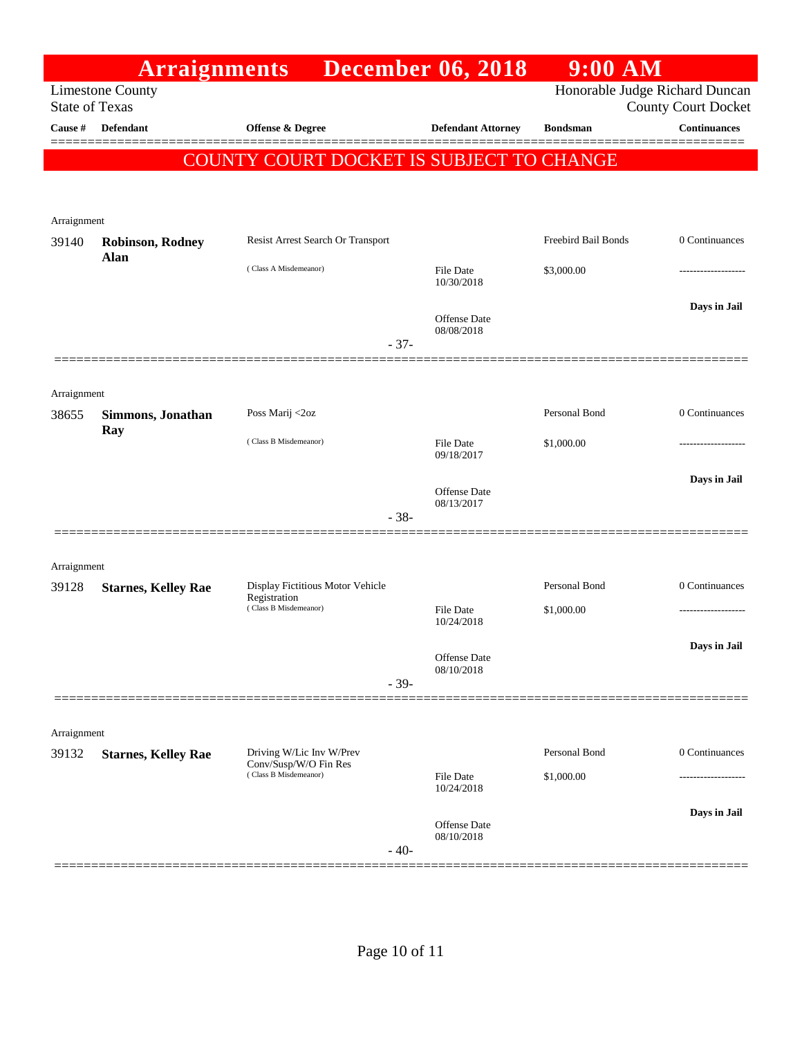# Arraignments December 06, 2018 9:00 AM

Limestone County
State of Texas

Honorable Judge Richard Duncan
County Court Docket

**COUNTY COURT DOCKET IS SUBJECT TO CHANGE**

| Cause # | Defendant | Offense & Degree | Defendant Attorney | Bondsman | Continuances |
|---|---|---|---|---|---|
| Arraignment | | | | | |
| 39140 | **Robinson, Rodney Alan** | Resist Arrest Search Or Transport (Class A Misdemeanor) | File Date 10/30/2018; Offense Date 08/08/2018 | Freebird Bail Bonds $3,000.00 | 0 Continuances; Days in Jail |
| | | | - 37- | | |
| Arraignment | | | | | |
| 38655 | **Simmons, Jonathan Ray** | Poss Marij <2oz (Class B Misdemeanor) | File Date 09/18/2017; Offense Date 08/13/2017 | Personal Bond $1,000.00 | 0 Continuances; Days in Jail |
| | | | - 38- | | |
| Arraignment | | | | | |
| 39128 | **Starnes, Kelley Rae** | Display Fictitious Motor Vehicle Registration (Class B Misdemeanor) | File Date 10/24/2018; Offense Date 08/10/2018 | Personal Bond $1,000.00 | 0 Continuances; Days in Jail |
| | | | - 39- | | |
| Arraignment | | | | | |
| 39132 | **Starnes, Kelley Rae** | Driving W/Lic Inv W/Prev Conv/Susp/W/O Fin Res (Class B Misdemeanor) | File Date 10/24/2018; Offense Date 08/10/2018 | Personal Bond $1,000.00 | 0 Continuances; Days in Jail |
| | | | - 40- | | |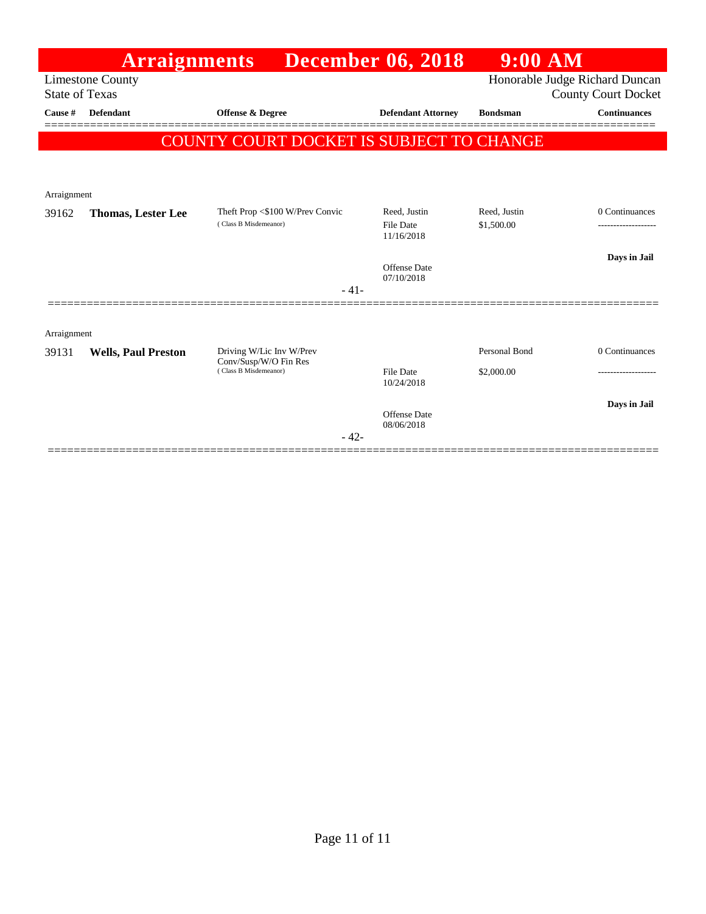# Arraignments December 06, 2018 9:00 AM

Limestone County
State of Texas

Honorable Judge Richard Duncan
County Court Docket

| Cause # | Defendant | Offense & Degree | Defendant Attorney | Bondsman | Continuances |
|---|---|---|---|---|---|

**COUNTY COURT DOCKET IS SUBJECT TO CHANGE**

Arraignment

| Cause # | Defendant | Offense & Degree | Defendant Attorney | Bondsman | Continuances |
|---|---|---|---|---|---|
| 39162 | **Thomas, Lester Lee** | Theft Prop <$100 W/Prev Convic ( Class B Misdemeanor) | Reed, Justin<br>File Date 11/16/2018<br>Offense Date 07/10/2018 | Reed, Justin<br>$1,500.00 | 0 Continuances<br>-------------------<br>**Days in Jail** |

- 41-

Arraignment

| Cause # | Defendant | Offense & Degree | Defendant Attorney | Bondsman | Continuances |
|---|---|---|---|---|---|
| 39131 | **Wells, Paul Preston** | Driving W/Lic Inv W/Prev Conv/Susp/W/O Fin Res ( Class B Misdemeanor) | File Date 10/24/2018<br>Offense Date 08/06/2018 | Personal Bond<br>$2,000.00 | 0 Continuances<br>-------------------<br>**Days in Jail** |

- 42-